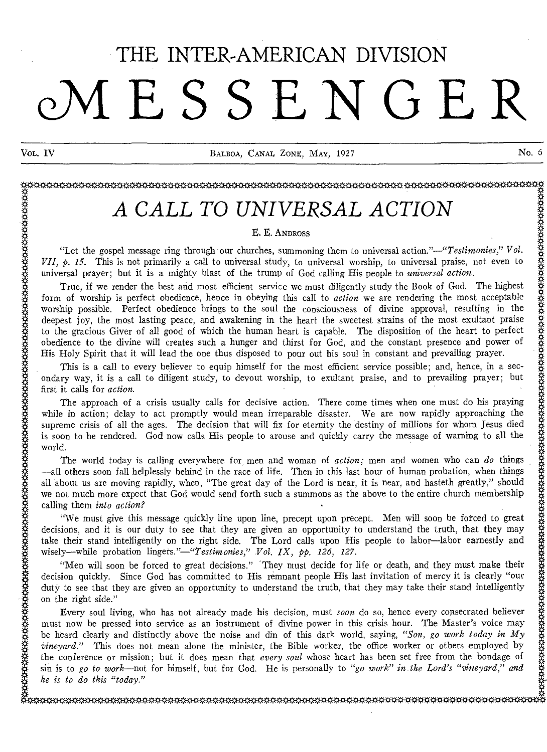# THE INTER-AMERICAN DIVISION MESSENGER

VOL. IV — BALBOA, CANAL ZONE, MAY, 1927 — No. 6

## *A CALL TO UNIVERSAL ACTION*

E. E. ANDROSS

"Let the gospel message ring through our churches, summoning them to universal action."—*"Testimonies," Vol. VII, p. 15.* This is not primarily a call to universal study, to universal worship, to universal praise, not even to universal prayer; but it is a mighty blast of the trump of God calling His people to *universal action.*

True, if we render the best and most efficient service we must diligently study the Book of God. The highest form of worship is perfect obedience, hence in obeying this call to *action* we are rendering the most acceptable worship possible. Perfect obedience brings to the soul the consciousness of divine approval, resulting in the deepest joy, the most lasting peace, and awakening in the heart the sweetest strains of the most exultant praise to the gracious Giver of all good of which the human heart is capable. The disposition of the heart to perfect obedience to the divine will creates such a hunger and thirst for God, and the constant presence and power of His Holy Spirit that it will lead the one thus disposed to pour out his soul in constant and prevailing prayer.

This is a call to every believer to equip himself for the most efficient service possible; and, hence, in a secondary way, it is a call to diligent study, to devout worship, to exultant praise, and to prevailing prayer; but first it calls for *action.*

The approach of a crisis usually calls for decisive action. There come times when one must do his praying while in action; delay to act promptly would mean irreparable disaster. We are now rapidly approaching the supreme crisis of all the ages. The decision that will fix for eternity the destiny of millions for whom Jesus died is soon to be rendered. God now calls His people to arouse and quickly carry the message of warning to all the world.

The world today is calling everywhere for men and woman of *action;* men and women who can *do* things—all others soon fall helplessly behind in the race of life. Then in this last hour of human probation, when things all about us are moving rapidly, when, "The great day of the Lord is near, it is near, and hasteth greatly," should we not much more expect that God would send forth such a summons as the above to the entire church membership calling them *into action?*

"We must give this message quickly line upon line, precept upon precept. Men will soon be forced to great decisions, and it is our duty to see that they are given an opportunity to understand the truth, that they may take their stand intelligently on the right side. The Lord calls upon His people to labor—labor earnestly and wisely—while probation lingers."—*"Testimonies," Vol. IX, pp. 126, 127.*

"Men will soon be forced to great decisions." They must decide for life or death, and they must make their decision quickly. Since God has committed to His remnant people His last invitation of mercy it is clearly "our duty to see that they are given an opportunity to understand the truth, that they may take their stand intelligently on the right side."

Every soul living, who has not already made his decision, must *soon* do so, hence every consecrated believer must now be pressed into service as an instrument of divine power in this crisis hour. The Master's voice may be heard clearly and distinctly above the noise and din of this dark world, saying, *"Son, go work today in My vineyard."* This does not mean alone the minister, the Bible worker, the office worker or others employed by the conference or mission; but it does mean that *every soul* whose heart has been set free from the bondage of sin is to *go to work*—not for himself, but for God. He is personally to *"go work" in the Lord's "vineyard," and he is to do this "today."*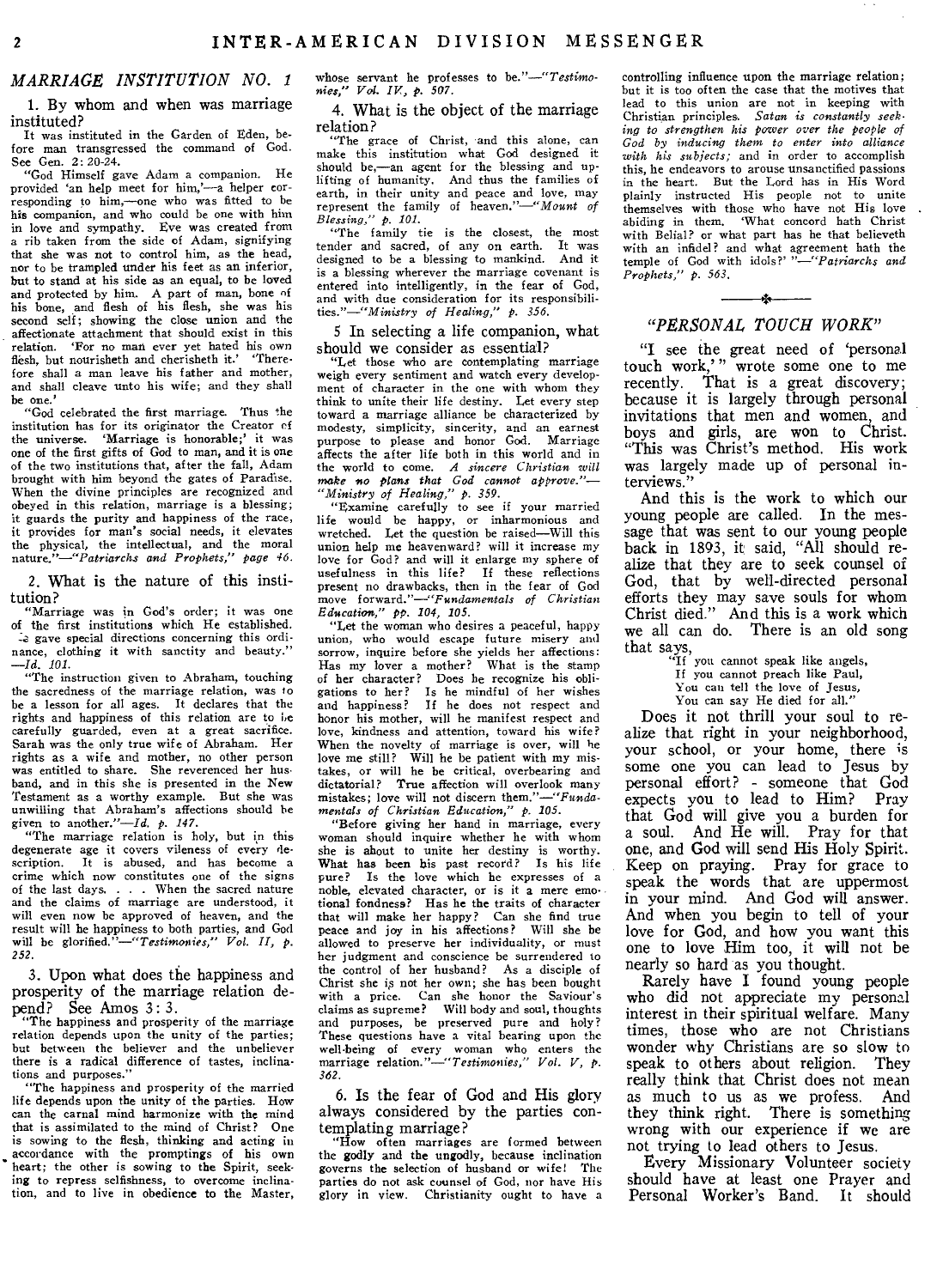## *MARRIAGE INSTITUTION NO. 1*

1. By whom and when was marriage instituted?

It was instituted in the Garden of Eden, before man transgressed the command of God. See Gen. 2: 20-24.

"God Himself gave Adam a companion. He provided 'an help meet for him,'—a helper corresponding to him,—one who was fitted to be his companion, and who could be one with him in love and sympathy. Eve was created from a rib taken from the side of Adam, signifying that she was not to control him, as the head, nor to be trampled under his feet as an inferior, but to stand at his side as an equal, to be loved and protected by him. A part of man, bone of his bone, and flesh of his flesh, she was his second self; showing the close union and the affectionate attachment that should exist in this relation. 'For no man ever yet hated his own flesh, but nourisheth and cherisheth it.' 'Therefore shall a man leave his father and mother, and shall cleave unto his wife; and they shall be one.'

"God celebrated the first marriage. Thus the institution has for its originator the Creator of the universe. 'Marriage is honorable;' it was one of the first gifts of God to man, and it is one of the two institutions that, after the fall, Adam brought with him beyond the gates of Paradise. When the divine principles are recognized and obeyed in this relation, marriage is a blessing; it guards the purity and happiness of the race, it provides for man's social needs, it elevates the physical, the intellectual, and the moral nature."—*"Patriarchs and Prophets," page 46.*

2. What is the nature of this institution?

"Marriage was in God's order; it was one of the first institutions which He established. He gave special directions concerning this ordinance, clothing it with sanctity and beauty."—*Id. 101.*

"The instruction given to Abraham, touching the sacredness of the marriage relation, was to be a lesson for all ages. It declares that the rights and happiness of this relation are to be carefully guarded, even at a great sacrifice. Sarah was the only true wife of Abraham. Her rights as a wife and mother, no other person was entitled to share. She reverenced her husband, and in this she is presented in the New Testament as a worthy example. But she was unwilling that Abraham's affections should be given to another."—*Id. p. 147.*

"The marriage relation is holy, but in this degenerate age it covers vileness of every description. It is abused, and has become a crime which now constitutes one of the signs of the last days. . . . When the sacred nature and the claims of marriage are understood, it will even now be approved of heaven, and the result will be happiness to both parties, and God will be glorified."—*"Testimonies," Vol. II, p. 252.*

3. Upon what does the happiness and prosperity of the marriage relation depend? See Amos 3: 3.

"The happiness and prosperity of the marriage relation depends upon the unity of the parties; but between the believer and the unbeliever there is a radical difference of tastes, inclinations and purposes."

"The happiness and prosperity of the married life depends upon the unity of the parties. How can the carnal mind harmonize with the mind that is assimilated to the mind of Christ? One is sowing to the flesh, thinking and acting in accordance with the promptings of his own heart; the other is sowing to the Spirit, seeking to repress selfishness, to overcome inclination, and to live in obedience to the Master, whose servant he professes to be."—*"Testimonies," Vol. IV, p. 507.*

4. What is the object of the marriage relation?

"The grace of Christ, and this alone, can make this institution what God designed it should be,—an agent for the blessing and uplifting of humanity. And thus the families of earth, in their unity and peace and love, may represent the family of heaven."—*"Mount of Blessing," p. 101.*

"The family tie is the closest, the most tender and sacred, of any on earth. It was designed to be a blessing to mankind. And it is a blessing wherever the marriage covenant is entered into intelligently, in the fear of God, and with due consideration for its responsibilities."—*"Ministry of Healing," p. 356.*

5 In selecting a life companion, what should we consider as essential?

"Let those who are contemplating marriage weigh every sentiment and watch every development of character in the one with whom they think to unite their life destiny. Let every step toward a marriage alliance be characterized by modesty, simplicity, sincerity, and an earnest purpose to please and honor God. Marriage affects the after life both in this world and in the world to come. *A sincere Christian will make no plans that God cannot approve.*"—*"Ministry of Healing," p. 359.*

"Examine carefully to see if your married life would be happy, or inharmonious and wretched. Let the question be raised—Will this union help me heavenward? will it increase my love for God? and will it enlarge my sphere of usefulness in this life? If these reflections present no drawbacks, then in the fear of God move forward."—*"Fundamentals of Christian Education," pp. 104, 105.*

"Let the woman who desires a peaceful, happy union, who would escape future misery and sorrow, inquire before she yields her affections: Has my lover a mother? What is the stamp of her character? Does he recognize his obligations to her? Is he mindful of her wishes and happiness? If he does not respect and honor his mother, will he manifest respect and love, kindness and attention, toward his wife? When the novelty of marriage is over, will he love me still? Will he be patient with my mistakes, or will he be critical, overbearing and dictatorial? True affection will overlook many mistakes; love will not discern them."—*"Fundamentals of Christian Education," p. 105.*

"Before giving her hand in marriage, every woman should inquire whether he with whom she is about to unite her destiny is worthy. What has been his past record? Is his life pure? Is the love which he expresses of a noble, elevated character, or is it a mere emotional fondness? Has he the traits of character that will make her happy? Can she find true peace and joy in his affections? Will she be allowed to preserve her individuality, or must her judgment and conscience be surrendered to the control of her husband? As a disciple of Christ she is not her own; she has been bought with a price. Can she honor the Saviour's claims as supreme? Will body and soul, thoughts and purposes, be preserved pure and holy? These questions have a vital bearing upon the well-being of every woman who enters the marriage relation."—*"Testimonies," Vol. V, p. 362.*

6. Is the fear of God and His glory always considered by the parties contemplating marriage?

"How often marriages are formed between the godly and the ungodly, because inclination governs the selection of husband or wife! The parties do not ask counsel of God, nor have His glory in view. Christianity ought to have a controlling influence upon the marriage relation; but it is too often the case that the motives that lead to this union are not in keeping with Christian principles. *Satan is constantly seeking to strengthen his power over the people of God by inducing them to enter into alliance with his subjects;* and in order to accomplish this, he endeavors to arouse unsanctified passions in the heart. But the Lord has in His Word plainly instructed His people not to unite themselves with those who have not His love abiding in them. 'What concord hath Christ with Belial? or what part has he that believeth with an infidel? and what agreement hath the temple of God with idols?' "—*"Patriarchs and Prophets," p. 563.*

## *"PERSONAL TOUCH WORK"*

"I see the great need of 'personal touch work,' " wrote some one to me recently. That is a great discovery; because it is largely through personal invitations that men and women, and boys and girls, are won to Christ. "This was Christ's method. His work was largely made up of personal interviews."

And this is the work to which our young people are called. In the message that was sent to our young people back in 1893, it said, "All should realize that they are to seek counsel of God, that by well-directed personal efforts they may save souls for whom Christ died." And this is a work which we all can do. There is an old song that says,

"If you cannot speak like angels,
If you cannot preach like Paul,
You can tell the love of Jesus,
You can say He died for all."

Does it not thrill your soul to realize that right in your neighborhood, your school, or your home, there is some one you can lead to Jesus by personal effort? - someone that God expects you to lead to Him? Pray that God will give you a burden for a soul. And He will. Pray for that one, and God will send His Holy Spirit. Keep on praying. Pray for grace to speak the words that are uppermost in your mind. And God will answer. And when you begin to tell of your love for God, and how you want this one to love Him too, it will not be nearly so hard as you thought.

Rarely have I found young people who did not appreciate my personal interest in their spiritual welfare. Many times, those who are not Christians wonder why Christians are so slow to speak to others about religion. They really think that Christ does not mean as much to us as we profess. And they think right. There is something wrong with our experience if we are not trying to lead others to Jesus.

Every Missionary Volunteer society should have at least one Prayer and Personal Worker's Band. It should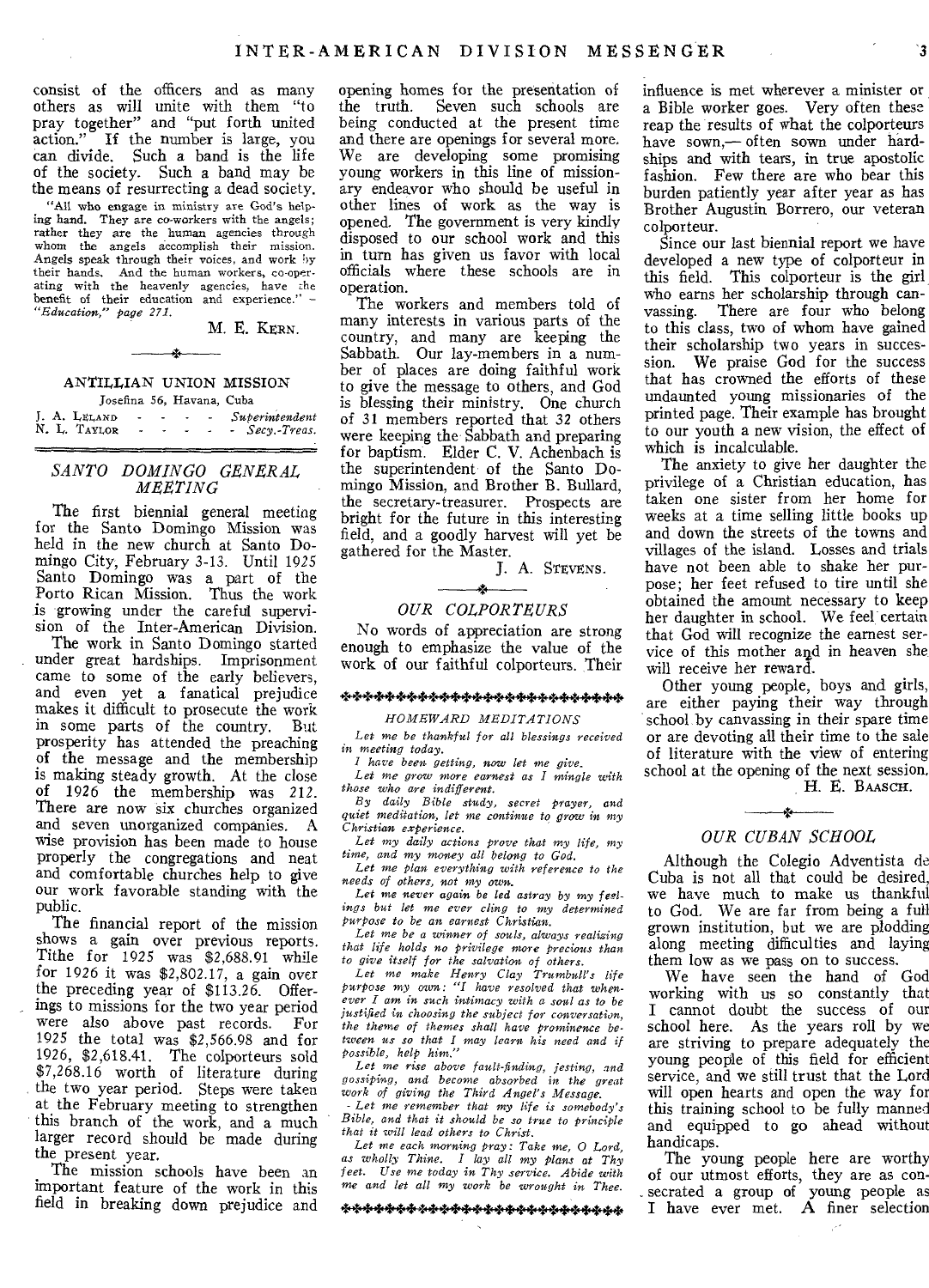consist of the officers and as many others as will unite with them "to pray together" and "put forth united action." If the number is large, you can divide. Such a band is the life of the society. Such a band may be the means of resurrecting a dead society.

"All who engage in ministry are God's helping hand. They are co-workers with the angels; rather they are the human agencies through whom the angels accomplish their mission. Angels speak through their voices, and work by their hands. And the human workers, co-operating with the heavenly agencies, have the benefit of their education and experience." — *"Education," page 271.*

M. E. KERN.

---

## ANTILLIAN UNION MISSION

Josefina 56, Havana, Cuba

J. A. LELAND - - - - *Superintendent*
N. L. TAYLOR - - - - *Secy.-Treas.*

---

### *SANTO DOMINGO GENERAL MEETING*

The first biennial general meeting for the Santo Domingo Mission was held in the new church at Santo Domingo City, February 3-13. Until 1925 Santo Domingo was a part of the Porto Rican Mission. Thus the work is growing under the careful supervision of the Inter-American Division.

The work in Santo Domingo started under great hardships. Imprisonment came to some of the early believers, and even yet a fanatical prejudice makes it difficult to prosecute the work in some parts of the country. But prosperity has attended the preaching of the message and the membership is making steady growth. At the close of 1926 the membership was 212. There are now six churches organized and seven unorganized companies. A wise provision has been made to house properly the congregations and neat and comfortable churches help to give our work favorable standing with the public.

The financial report of the mission shows a gain over previous reports. Tithe for 1925 was $2,688.91 while for 1926 it was $2,802.17, a gain over the preceding year of $113.26. Offerings to missions for the two year period were also above past records. For 1925 the total was $2,566.98 and for 1926, $2,618.41. The colporteurs sold $7,268.16 worth of literature during the two year period. Steps were taken at the February meeting to strengthen this branch of the work, and a much larger record should be made during the present year.

The mission schools have been an important feature of the work in this field in breaking down prejudice and opening homes for the presentation of the truth. Seven such schools are being conducted at the present time and there are openings for several more. We are developing some promising young workers in this line of missionary endeavor who should be useful in other lines of work as the way is opened. The government is very kindly disposed to our school work and this in turn has given us favor with local officials where these schools are in operation.

The workers and members told of many interests in various parts of the country, and many are keeping the Sabbath. Our lay-members in a number of places are doing faithful work to give the message to others, and God is blessing their ministry. One church of 31 members reported that 32 others were keeping the Sabbath and preparing for baptism. Elder C. V. Achenbach is the superintendent of the Santo Domingo Mission, and Brother B. Bullard, the secretary-treasurer. Prospects are bright for the future in this interesting field, and a goodly harvest will yet be gathered for the Master.

J. A. STEVENS.

---

### *OUR COLPORTEURS*

No words of appreciation are strong enough to emphasize the value of the work of our faithful colporteurs. Their influence is met wherever a minister or a Bible worker goes. Very often these reap the results of what the colporteurs have sown,— often sown under hardships and with tears, in true apostolic fashion. Few there are who bear this burden patiently year after year as has Brother Augustin Borrero, our veteran colporteur.

Since our last biennial report we have developed a new type of colporteur in this field. This colporteur is the girl who earns her scholarship through canvassing. There are four who belong to this class, two of whom have gained their scholarship two years in succession. We praise God for the success that has crowned the efforts of these undaunted young missionaries of the printed page. Their example has brought to our youth a new vision, the effect of which is incalculable.

The anxiety to give her daughter the privilege of a Christian education, has taken one sister from her home for weeks at a time selling little books up and down the streets of the towns and villages of the island. Losses and trials have not been able to shake her purpose; her feet refused to tire until she obtained the amount necessary to keep her daughter in school. We feel certain that God will recognize the earnest service of this mother and in heaven she will receive her reward.

Other young people, boys and girls, are either paying their way through school by canvassing in their spare time or are devoting all their time to the sale of literature with the view of entering school at the opening of the next session.

H. E. BAASCH.

---

### *HOMEWARD MEDITATIONS*

*Let me be thankful for all blessings received in meeting today.*

*I have been getting, now let me give.*

*Let me grow more earnest as I mingle with those who are indifferent.*

*By daily Bible study, secret prayer, and quiet meditation, let me continue to grow in my Christian experience.*

*Let my daily actions prove that my life, my time, and my money all belong to God.*

*Let me plan everything with reference to the needs of others, not my own.*

*Let me never again be led astray by my feelings but let me ever cling to my determined purpose to be an earnest Christian.*

*Let me be a winner of souls, always realizing that life holds no privilege more precious than to give itself for the salvation of others.*

*Let me make Henry Clay Trumbull's life purpose my own: "I have resolved that whenever I am in such intimacy with a soul as to be justified in choosing the subject for conversation, the theme of themes shall have prominence between us so that I may learn his need and if possible, help him."*

*Let me rise above fault-finding, jesting, and gossiping, and become absorbed in the great work of giving the Third Angel's Message.*

*Let me remember that my life is somebody's Bible, and that it should be so true to principle that it will lead others to Christ.*

*Let me each morning pray: Take me, O Lord, as wholly Thine. I lay all my plans at Thy feet. Use me today in Thy service. Abide with me and let all my work be wrought in Thee.*

---

### *OUR CUBAN SCHOOL*

Although the Colegio Adventista de Cuba is not all that could be desired, we have much to make us thankful to God. We are far from being a full grown institution, but we are plodding along meeting difficulties and laying them low as we pass on to success.

We have seen the hand of God working with us so constantly that I cannot doubt the success of our school here. As the years roll by we are striving to prepare adequately the young people of this field for efficient service, and we still trust that the Lord will open hearts and open the way for this training school to be fully manned and equipped to go ahead without handicaps.

The young people here are worthy of our utmost efforts, they are as consecrated a group of young people as I have ever met. A finer selection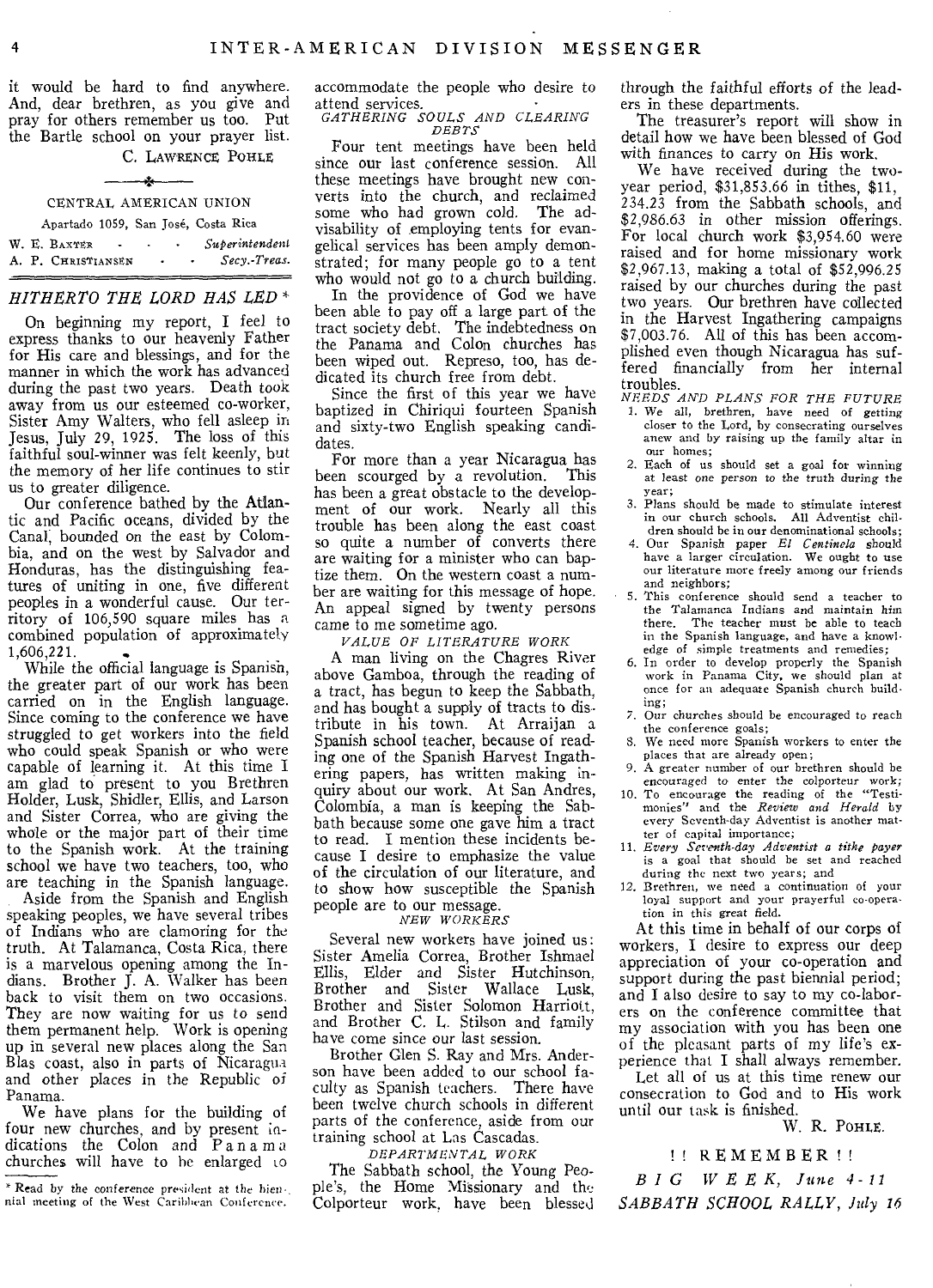it would be hard to find anywhere. And, dear brethren, as you give and pray for others remember us too. Put the Bartle school on your prayer list.

C. LAWRENCE POHLE

---

CENTRAL AMERICAN UNION

Apartado 1059, San José, Costa Rica

W. E. BAXTER . . . *Superintendent*
A. P. CHRISTIANSEN . . *Secy.-Treas.*

## *HITHERTO THE LORD HAS LED* *

On beginning my report, I feel to express thanks to our heavenly Father for His care and blessings, and for the manner in which the work has advanced during the past two years. Death took away from us our esteemed co-worker, Sister Amy Walters, who fell asleep in Jesus, July 29, 1925. The loss of this faithful soul-winner was felt keenly, but the memory of her life continues to stir us to greater diligence.

Our conference bathed by the Atlantic and Pacific oceans, divided by the Canal, bounded on the east by Colombia, and on the west by Salvador and Honduras, has the distinguishing features of uniting in one, five different peoples in a wonderful cause. Our territory of 106,590 square miles has a combined population of approximately 1,606,221.

While the official language is Spanish, the greater part of our work has been carried on in the English language. Since coming to the conference we have struggled to get workers into the field who could speak Spanish or who were capable of learning it. At this time I am glad to present to you Brethren Holder, Lusk, Shidler, Ellis, and Larson and Sister Correa, who are giving the whole or the major part of their time to the Spanish work. At the training school we have two teachers, too, who are teaching in the Spanish language.

Aside from the Spanish and English speaking peoples, we have several tribes of Indians who are clamoring for the truth. At Talamanca, Costa Rica, there is a marvelous opening among the Indians. Brother J. A. Walker has been back to visit them on two occasions. They are now waiting for us to send them permanent help. Work is opening up in several new places along the San Blas coast, also in parts of Nicaragua and other places in the Republic of Panama.

We have plans for the building of four new churches, and by present indications the Colon and Panama churches will have to be enlarged to accommodate the people who desire to attend services.

*GATHERING SOULS AND CLEARING DEBTS*

Four tent meetings have been held since our last conference session. All these meetings have brought new converts into the church, and reclaimed some who had grown cold. The advisability of employing tents for evangelical services has been amply demonstrated; for many people go to a tent who would not go to a church building.

In the providence of God we have been able to pay off a large part of the tract society debt. The indebtedness on the Panama and Colon churches has been wiped out. Represo, too, has dedicated its church free from debt.

Since the first of this year we have baptized in Chiriqui fourteen Spanish and sixty-two English speaking candidates.

For more than a year Nicaragua has been scourged by a revolution. This has been a great obstacle to the development of our work. Nearly all this trouble has been along the east coast so quite a number of converts there are waiting for a minister who can baptize them. On the western coast a number are waiting for this message of hope. An appeal signed by twenty persons came to me sometime ago.

*VALUE OF LITERATURE WORK*

A man living on the Chagres River above Gamboa, through the reading of a tract, has begun to keep the Sabbath, and has bought a supply of tracts to distribute in his town. At Arraijan a Spanish school teacher, because of reading one of the Spanish Harvest Ingathering papers, has written making inquiry about our work. At San Andres, Colombia, a man is keeping the Sabbath because some one gave him a tract to read. I mention these incidents because I desire to emphasize the value of the circulation of our literature, and to show how susceptible the Spanish people are to our message.

*NEW WORKERS*

Several new workers have joined us: Sister Amelia Correa, Brother Ishmael Ellis, Elder and Sister Hutchinson, Brother and Sister Wallace Lusk, Brother and Sister Solomon Harriott, and Brother C. L. Stilson and family have come since our last session.

Brother Glen S. Ray and Mrs. Anderson have been added to our school faculty as Spanish teachers. There have been twelve church schools in different parts of the conference, aside from our training school at Las Cascadas.

*DEPARTMENTAL WORK*

The Sabbath school, the Young People's, the Home Missionary and the Colporteur work, have been blessed through the faithful efforts of the leaders in these departments.

The treasurer's report will show in detail how we have been blessed of God with finances to carry on His work.

We have received during the two-year period, $31,853.66 in tithes, $11,234.23 from the Sabbath schools, and $2,986.63 in other mission offerings. For local church work $3,954.60 were raised and for home missionary work $2,967.13, making a total of $52,996.25 raised by our churches during the past two years. Our brethren have collected in the Harvest Ingathering campaigns $7,003.76. All of this has been accomplished even though Nicaragua has suffered financially from her internal troubles.

*NEEDS AND PLANS FOR THE FUTURE*

1. We all, brethren, have need of getting closer to the Lord, by consecrating ourselves anew and by raising up the family altar in our homes;
2. Each of us should set a goal for winning at least one person to the truth during the year;
3. Plans should be made to stimulate interest in our church schools. All Adventist children should be in our denominational schools;
4. Our Spanish paper *El Centinela* should have a larger circulation. We ought to use our literature more freely among our friends and neighbors;
5. This conference should send a teacher to the Talamanca Indians and maintain him there. The teacher must be able to teach in the Spanish language, and have a knowledge of simple treatments and remedies;
6. In order to develop properly the Spanish work in Panama City, we should plan at once for an adequate Spanish church building;
7. Our churches should be encouraged to reach the conference goals;
8. We need more Spanish workers to enter the places that are already open;
9. A greater number of our brethren should be encouraged to enter the colporteur work;
10. To encourage the reading of the "Testimonies" and the *Review and Herald* by every Seventh-day Adventist is another matter of capital importance;
11. *Every Seventh-day Adventist a tithe payer* is a goal that should be set and reached during the next two years; and
12. Brethren, we need a continuation of your loyal support and your prayerful co-operation in this great field.

At this time in behalf of our corps of workers, I desire to express our deep appreciation of your co-operation and support during the past biennial period; and I also desire to say to my co-laborers on the conference committee that my association with you has been one of the pleasant parts of my life's experience that I shall always remember.

Let all of us at this time renew our consecration to God and to His work until our task is finished.

W. R. POHLE.

\* Read by the conference president at the biennial meeting of the West Caribbean Conference.

**!! REMEMBER !!**

***BIG WEEK, June 4-11***

***SABBATH SCHOOL RALLY, July 16***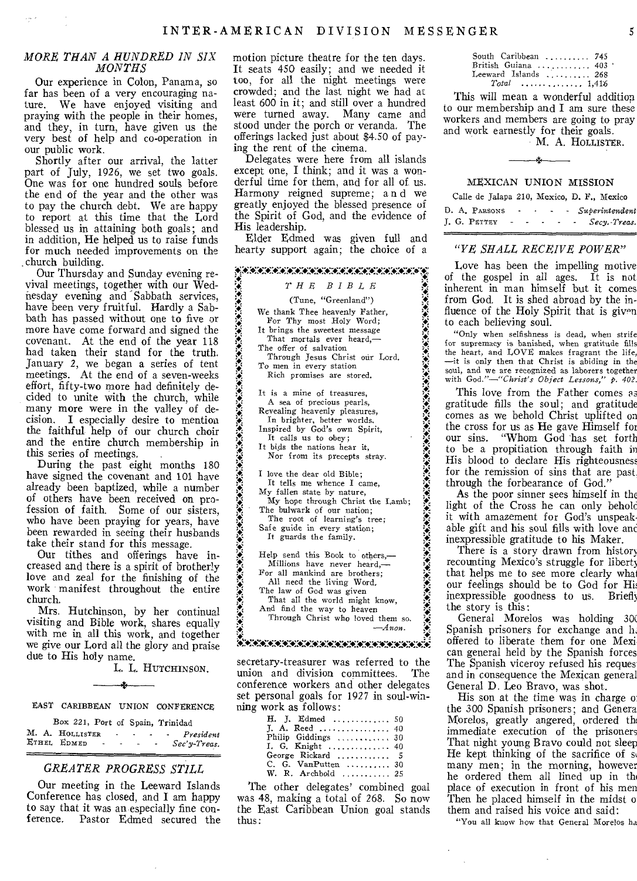## MORE THAN A HUNDRED IN SIX MONTHS

Our experience in Colon, Panama, so far has been of a very encouraging nature. We have enjoyed visiting and praying with the people in their homes, and they, in turn, have given us the very best of help and co-operation in our public work.

Shortly after our arrival, the latter part of July, 1926, we set two goals. One was for one hundred souls before the end of the year and the other was to pay the church debt. We are happy to report at this time that the Lord blessed us in attaining both goals; and in addition, He helped us to raise funds for much needed improvements on the church building.

Our Thursday and Sunday evening revival meetings, together with our Wednesday evening and Sabbath services, have been very fruitful. Hardly a Sabbath has passed without one to five or more have come forward and signed the covenant. At the end of the year 118 had taken their stand for the truth. January 2, we began a series of tent meetings. At the end of a seven-weeks effort, fifty-two more had definitely decided to unite with the church, while many more were in the valley of decision. I especially desire to mention the faithful help of our church choir and the entire church membership in this series of meetings.

During the past eight months 180 have signed the covenant and 101 have already been baptized, while a number of others have been received on profession of faith. Some of our sisters, who have been praying for years, have been rewarded in seeing their husbands take their stand for this message.

Our tithes and offerings have increased and there is a spirit of brotherly love and zeal for the finishing of the work manifest throughout the entire church.

Mrs. Hutchinson, by her continual visiting and Bible work, shares equally with me in all this work, and together we give our Lord all the glory and praise due to His holy name.

L. L. HUTCHINSON.

---

EAST CARIBBEAN UNION CONFERENCE

Box 221, Port of Spain, Trinidad

M. A. HOLLISTER - - - - *President*
ETHEL EDMED - - - - *Sec'y-Treas.*

## GREATER PROGRESS STILL

Our meeting in the Leeward Islands Conference has closed, and I am happy to say that it was an especially fine conference. Pastor Edmed secured the motion picture theatre for the ten days. It seats 450 easily; and we needed it too, for all the night meetings were crowded; and the last night we had at least 600 in it; and still over a hundred were turned away. Many came and stood under the porch or veranda. The offerings lacked just about $4.50 of paying the rent of the cinema.

Delegates were here from all islands except one, I think; and it was a wonderful time for them, and for all of us. Harmony reigned supreme; and we greatly enjoyed the blessed presence of the Spirit of God, and the evidence of His leadership.

Elder Edmed was given full and hearty support again; the choice of a secretary-treasurer was referred to the union and division committees. The conference workers and other delegates set personal goals for 1927 in soul-winning work as follows:

| | |
|---|---|
| H. J. Edmed | 50 |
| J. A. Reed | 40 |
| Philip Giddings | 30 |
| I. G. Knight | 40 |
| George Rickard | 5 |
| C. G. VanPutten | 30 |
| W. R. Archbold | 25 |

The other delegates' combined goal was 48, making a total of 268. So now the East Caribbean Union goal stands thus:

| | |
|---|---|
| South Caribbean | 745 |
| British Guiana | 403 |
| Leeward Islands | 268 |
| *Total* | 1,416 |

This will mean a wonderful addition to our membership and I am sure these workers and members are going to pray and work earnestly for their goals.

M. A. HOLLISTER.

---

*THE BIBLE*

(Tune, "Greenland")

We thank Thee heavenly Father,
For Thy most Holy Word;
It brings the sweetest message
That mortals ever heard,—
The offer of salvation
Through Jesus Christ our Lord,
To men in every station
Rich promises are stored.

It is a mine of treasures,
A sea of precious pearls,
Revealing heavenly pleasures,
In brighter, better worlds.
Inspired by God's own Spirit,
It calls us to obey;
It bids the nations hear it,
Nor from its precepts stray.

I love the dear old Bible;
It tells me whence I came,
My fallen state by nature,
My hope through Christ the Lamb;
The bulwark of our nation;
The root of learning's tree;
Safe guide in every station;
It guards the family.

Help send this Book to others,—
Millions have never heard,—
For all mankind are brothers;
All need the living Word.
The law of God was given
That all the world might know,
And find the way to heaven
Through Christ who loved them so.

—*Anon.*

---

MEXICAN UNION MISSION

Calle de Jalapa 210, Mexico, D. F., Mexico

D. A. PARSONS - - - - *Superintendent*
J. G. PETTEY - - - - - *Secy.-Treas.*

## "YE SHALL RECEIVE POWER"

Love has been the impelling motive of the gospel in all ages. It is not inherent in man himself but it comes from God. It is shed abroad by the influence of the Holy Spirit that is given to each believing soul.

"Only when selfishness is dead, when strife for supremacy is banished, when gratitude fills the heart, and LOVE makes fragrant the life, —it is only then that Christ is abiding in the soul, and we are recognized as laborers together with God."—*"Christ's Object Lessons," p. 402.*

This love from the Father comes as gratitude fills the soul; and gratitude comes as we behold Christ uplifted on the cross for us as He gave Himself for our sins. "Whom God has set forth to be a propitiation through faith in His blood to declare His righteousness for the remission of sins that are past, through the forbearance of God."

As the poor sinner sees himself in the light of the Cross he can only behold it with amazement for God's unspeakable gift and his soul fills with love and inexpressible gratitude to his Maker.

There is a story drawn from history recounting Mexico's struggle for liberty that helps me to see more clearly what our feelings should be to God for His inexpressible goodness to us. Briefly the story is this:

General Morelos was holding 300 Spanish prisoners for exchange and he offered to liberate them for one Mexican general held by the Spanish forces. The Spanish viceroy refused his request and in consequence the Mexican general, General D. Leo Bravo, was shot.

His son at the time was in charge of the 300 Spanish prisoners; and General Morelos, greatly angered, ordered the immediate execution of the prisoners. That night young Bravo could not sleep. He kept thinking of the sacrifice of so many men; in the morning, however he ordered them all lined up in the place of execution in front of his men. Then he placed himself in the midst of them and raised his voice and said:

"You all know how that General Morelos ha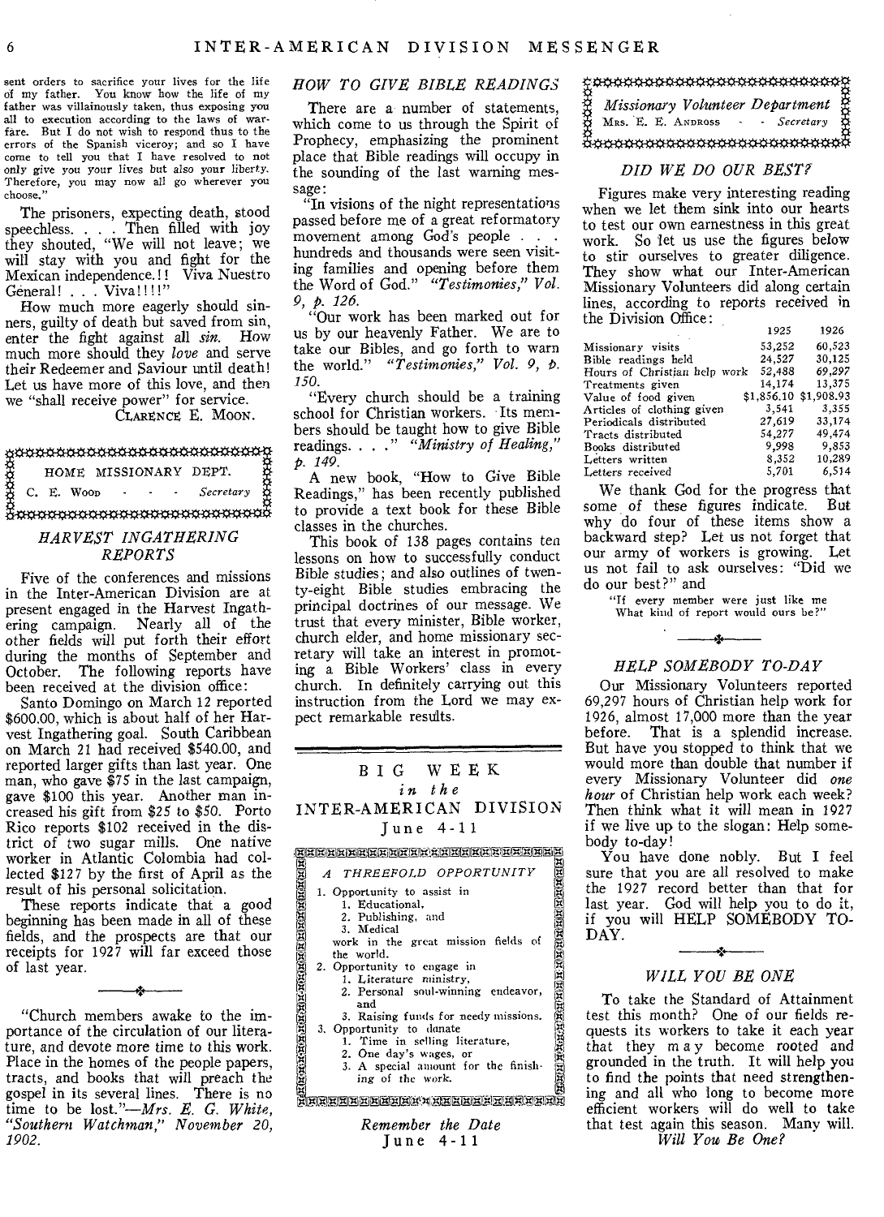sent orders to sacrifice your lives for the life of my father. You know how the life of my father was villainously taken, thus exposing you all to execution according to the laws of warfare. But I do not wish to respond thus to the errors of the Spanish viceroy; and so I have come to tell you that I have resolved to not only give you your lives but also your liberty. Therefore, you may now all go wherever you choose."

The prisoners, expecting death, stood speechless. . . . Then filled with joy they shouted, "We will not leave; we will stay with you and fight for the Mexican independence.!! Viva Nuestro General! . . . Viva!!!!"

How much more eagerly should sinners, guilty of death but saved from sin, enter the fight against all *sin.* How much more should they *love* and serve their Redeemer and Saviour until death! Let us have more of this love, and then we "shall receive power" for service.

CLARENCE E. MOON.

## HOME MISSIONARY DEPT.

C. E. WOOD - - - *Secretary*

### *HARVEST INGATHERING REPORTS*

Five of the conferences and missions in the Inter-American Division are at present engaged in the Harvest Ingathering campaign. Nearly all of the other fields will put forth their effort during the months of September and October. The following reports have been received at the division office:

Santo Domingo on March 12 reported $600.00, which is about half of her Harvest Ingathering goal. South Caribbean on March 21 had received $540.00, and reported larger gifts than last year. One man, who gave $75 in the last campaign, gave $100 this year. Another man increased his gift from $25 to $50. Porto Rico reports $102 received in the district of two sugar mills. One native worker in Atlantic Colombia had collected $127 by the first of April as the result of his personal solicitation.

These reports indicate that a good beginning has been made in all of these fields, and the prospects are that our receipts for 1927 will far exceed those of last year.

"Church members awake to the importance of the circulation of our literature, and devote more time to this work. Place in the homes of the people papers, tracts, and books that will preach the gospel in its several lines. There is no time to be lost."—*Mrs. E. G. White, "Southern Watchman," November 20, 1902.*

### *HOW TO GIVE BIBLE READINGS*

There are a number of statements, which come to us through the Spirit of Prophecy, emphasizing the prominent place that Bible readings will occupy in the sounding of the last warning message:

"In visions of the night representations passed before me of a great reformatory movement among God's people . . . hundreds and thousands were seen visiting families and opening before them the Word of God." *"Testimonies," Vol. 9, p. 126.*

"Our work has been marked out for us by our heavenly Father. We are to take our Bibles, and go forth to warn the world." *"Testimonies," Vol. 9, p. 150.*

"Every church should be a training school for Christian workers. Its members should be taught how to give Bible readings. . . ." *"Ministry of Healing," p. 149.*

A new book, "How to Give Bible Readings," has been recently published to provide a text book for these Bible classes in the churches.

This book of 138 pages contains ten lessons on how to successfully conduct Bible studies; and also outlines of twenty-eight Bible studies embracing the principal doctrines of our message. We trust that every minister, Bible worker, church elder, and home missionary secretary will take an interest in promoting a Bible Workers' class in every church. In definitely carrying out this instruction from the Lord we may expect remarkable results.

## BIG WEEK
*in the*
## INTER-AMERICAN DIVISION
June 4-11

*A THREEFOLD OPPORTUNITY*

1. Opportunity to assist in
   1. Educational,
   2. Publishing, and
   3. Medical

   work in the great mission fields of the world.
2. Opportunity to engage in
   1. Literature ministry,
   2. Personal soul-winning endeavor, and
   3. Raising funds for needy missions.
3. Opportunity to donate
   1. Time in selling literature,
   2. One day's wages, or
   3. A special amount for the finishing of the work.

*Remember the Date*
June 4-11

## Missionary Volunteer Department

MRS. E. E. ANDROSS - - *Secretary*

### *DID WE DO OUR BEST?*

Figures make very interesting reading when we let them sink into our hearts to test our own earnestness in this great work. So let us use the figures below to stir ourselves to greater diligence. They show what our Inter-American Missionary Volunteers did along certain lines, according to reports received in the Division Office:

| | 1925 | 1926 |
|---|---|---|
| Missionary visits | 53,252 | 60,523 |
| Bible readings held | 24,527 | 30,125 |
| Hours of Christian help work | 52,488 | 69,297 |
| Treatments given | 14,174 | 13,375 |
| Value of food given | $1,856.10 | $1,908.93 |
| Articles of clothing given | 3,541 | 3,355 |
| Periodicals distributed | 27,619 | 33,174 |
| Tracts distributed | 54,277 | 49,474 |
| Books distributed | 9,998 | 9,853 |
| Letters written | 8,352 | 10,289 |
| Letters received | 5,701 | 6,514 |

We thank God for the progress that some of these figures indicate. But why do four of these items show a backward step? Let us not forget that our army of workers is growing. Let us not fail to ask ourselves: "Did we do our best?" and

"If every member were just like me
What kind of report would ours be?"

### *HELP SOMEBODY TO-DAY*

Our Missionary Volunteers reported 69,297 hours of Christian help work for 1926, almost 17,000 more than the year before. That is a splendid increase. But have you stopped to think that we would more than double that number if every Missionary Volunteer did *one hour* of Christian help work each week? Then think what it will mean in 1927 if we live up to the slogan: Help somebody to-day!

You have done nobly. But I feel sure that you are all resolved to make the 1927 record better than that for last year. God will help you to do it, if you will HELP SOMEBODY TO-DAY.

### *WILL YOU BE ONE*

To take the Standard of Attainment test this month? One of our fields requests its workers to take it each year that they may become rooted and grounded in the truth. It will help you to find the points that need strengthening and all who long to become more efficient workers will do well to take that test again this season. Many will.

*Will You Be One?*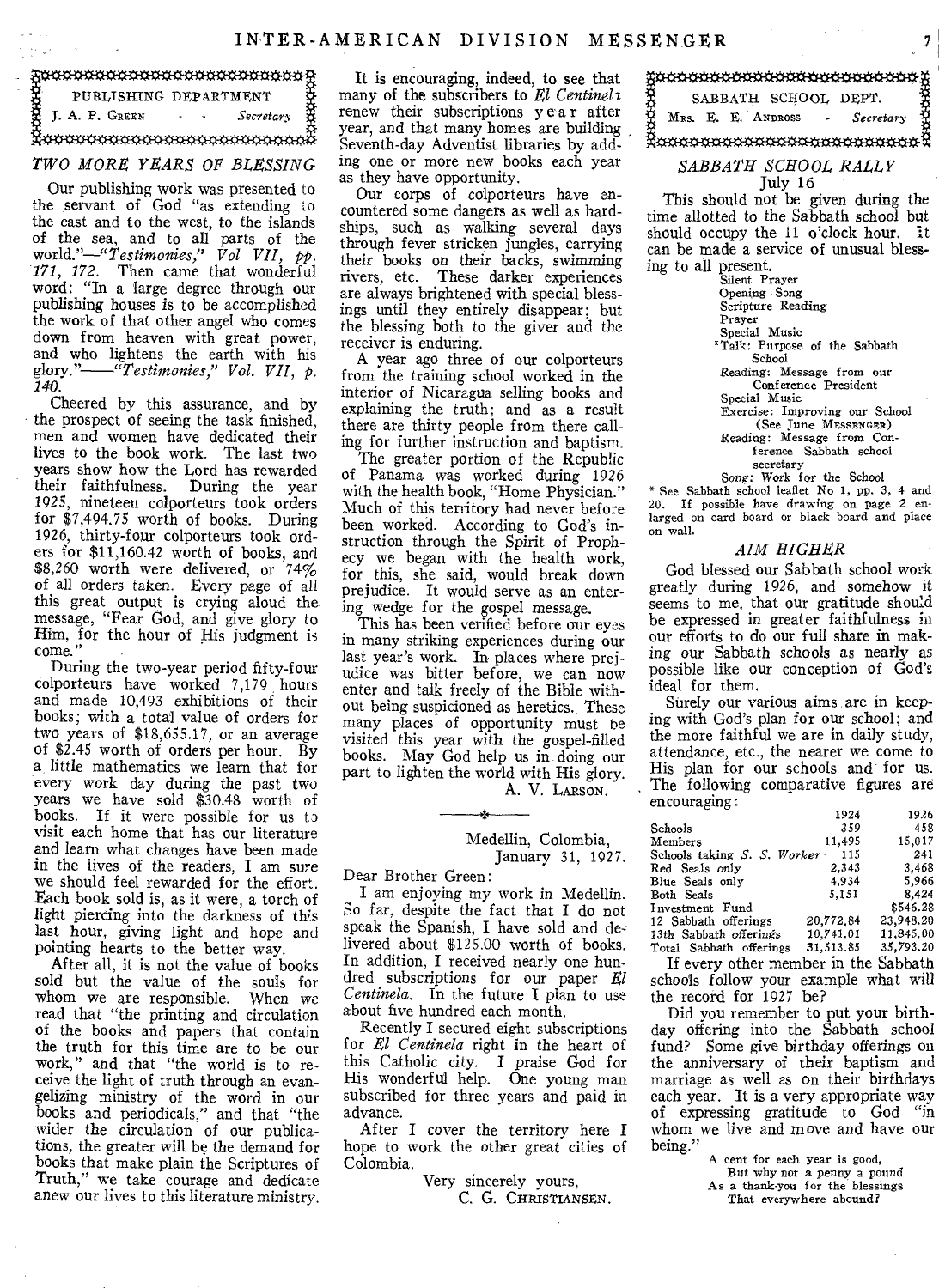## PUBLISHING DEPARTMENT

J. A. P. GREEN - - *Secretary*

### *TWO MORE YEARS OF BLESSING*

Our publishing work was presented to the servant of God "as extending to the east and to the west, to the islands of the sea, and to all parts of the world."—*"Testimonies," Vol VII, pp. 171, 172.* Then came that wonderful word: "In a large degree through our publishing houses is to be accomplished the work of that other angel who comes down from heaven with great power, and who lightens the earth with his glory."——*"Testimonies," Vol. VII, p. 140.*

Cheered by this assurance, and by the prospect of seeing the task finished, men and women have dedicated their lives to the book work. The last two years show how the Lord has rewarded their faithfulness. During the year 1925, nineteen colporteurs took orders for $7,494.75 worth of books. During 1926, thirty-four colporteurs took orders for $11,160.42 worth of books, and $8,260 worth were delivered, or 74% of all orders taken. Every page of all this great output is crying aloud the message, "Fear God, and give glory to Him, for the hour of His judgment is come."

During the two-year period fifty-four colporteurs have worked 7,179 hours and made 10,493 exhibitions of their books; with a total value of orders for two years of $18,655.17, or an average of $2.45 worth of orders per hour. By a little mathematics we learn that for every work day during the past two years we have sold $30.48 worth of books. If it were possible for us to visit each home that has our literature and learn what changes have been made in the lives of the readers, I am sure we should feel rewarded for the effort. Each book sold is, as it were, a torch of light piercing into the darkness of this last hour, giving light and hope and pointing hearts to the better way.

After all, it is not the value of books sold but the value of the souls for whom we are responsible. When we read that "the printing and circulation of the books and papers that contain the truth for this time are to be our work," and that "the world is to receive the light of truth through an evangelizing ministry of the word in our books and periodicals," and that "the wider the circulation of our publications, the greater will be the demand for books that make plain the Scriptures of Truth," we take courage and dedicate anew our lives to this literature ministry.

It is encouraging, indeed, to see that many of the subscribers to *El Centinela* renew their subscriptions year after year, and that many homes are building Seventh-day Adventist libraries by adding one or more new books each year as they have opportunity.

Our corps of colporteurs have encountered some dangers as well as hardships, such as walking several days through fever stricken jungles, carrying their books on their backs, swimming rivers, etc. These darker experiences are always brightened with special blessings until they entirely disappear; but the blessing both to the giver and the receiver is enduring.

A year ago three of our colporteurs from the training school worked in the interior of Nicaragua selling books and explaining the truth; and as a result there are thirty people from there calling for further instruction and baptism.

The greater portion of the Republic of Panama was worked during 1926 with the health book, "Home Physician." Much of this territory had never before been worked. According to God's instruction through the Spirit of Prophecy we began with the health work, for this, she said, would break down prejudice. It would serve as an entering wedge for the gospel message.

This has been verified before our eyes in many striking experiences during our last year's work. In places where prejudice was bitter before, we can now enter and talk freely of the Bible without being suspicioned as heretics. These many places of opportunity must be visited this year with the gospel-filled books. May God help us in doing our part to lighten the world with His glory.

A. V. LARSON.

---

Medellin, Colombia,
January 31, 1927.

Dear Brother Green:

I am enjoying my work in Medellin. So far, despite the fact that I do not speak the Spanish, I have sold and delivered about $125.00 worth of books. In addition, I received nearly one hundred subscriptions for our paper *El Centinela*. In the future I plan to use about five hundred each month.

Recently I secured eight subscriptions for *El Centinela* right in the heart of this Catholic city. I praise God for His wonderful help. One young man subscribed for three years and paid in advance.

After I cover the territory here I hope to work the other great cities of Colombia.

Very sincerely yours,
C. G. CHRISTIANSEN.

## SABBATH SCHOOL DEPT.

MRS. E. E. ANDROSS - *Secretary*

### *SABBATH SCHOOL RALLY*

July 16

This should not be given during the time allotted to the Sabbath school but should occupy the 11 o'clock hour. It can be made a service of unusual blessing to all present.

- Silent Prayer
- Opening Song
- Scripture Reading
- Prayer
- Special Music
- *Talk: Purpose of the Sabbath School
- Reading: Message from our Conference President
- Special Music
- Exercise: Improving our School (See June MESSENGER)
- Reading: Message from Conference Sabbath school secretary
- Song: Work for the School

\* See Sabbath school leaflet No 1, pp. 3, 4 and 20. If possible have drawing on page 2 enlarged on card board or black board and place on wall.

### *AIM HIGHER*

God blessed our Sabbath school work greatly during 1926, and somehow it seems to me, that our gratitude should be expressed in greater faithfulness in our efforts to do our full share in making our Sabbath schools as nearly as possible like our conception of God's ideal for them.

Surely our various aims are in keeping with God's plan for our school; and the more faithful we are in daily study, attendance, etc., the nearer we come to His plan for our schools and for us. The following comparative figures are encouraging:

| | 1924 | 1926 |
|---|---|---|
| Schools | 359 | 458 |
| Members | 11,495 | 15,017 |
| Schools taking *S. S. Worker* | 115 | 241 |
| Red Seals *only* | 2,343 | 3,468 |
| Blue Seals only | 4,934 | 5,966 |
| Both Seals | 5,151 | 8,424 |
| Investment Fund | | $546.28 |
| 12 Sabbath offerings | 20,772.84 | 23,948.20 |
| 13th Sabbath offerings | 10,741.01 | 11,845.00 |
| Total Sabbath offerings | 31,513.85 | 35,793.20 |

If every other member in the Sabbath schools follow your example what will the record for 1927 be?

Did you remember to put your birthday offering into the Sabbath school fund? Some give birthday offerings on the anniversary of their baptism and marriage as well as on their birthdays each year. It is a very appropriate way of expressing gratitude to God "in whom we live and move and have our being."

A cent for each year is good,
But why not a penny a pound
As a thank-you for the blessings
That everywhere abound?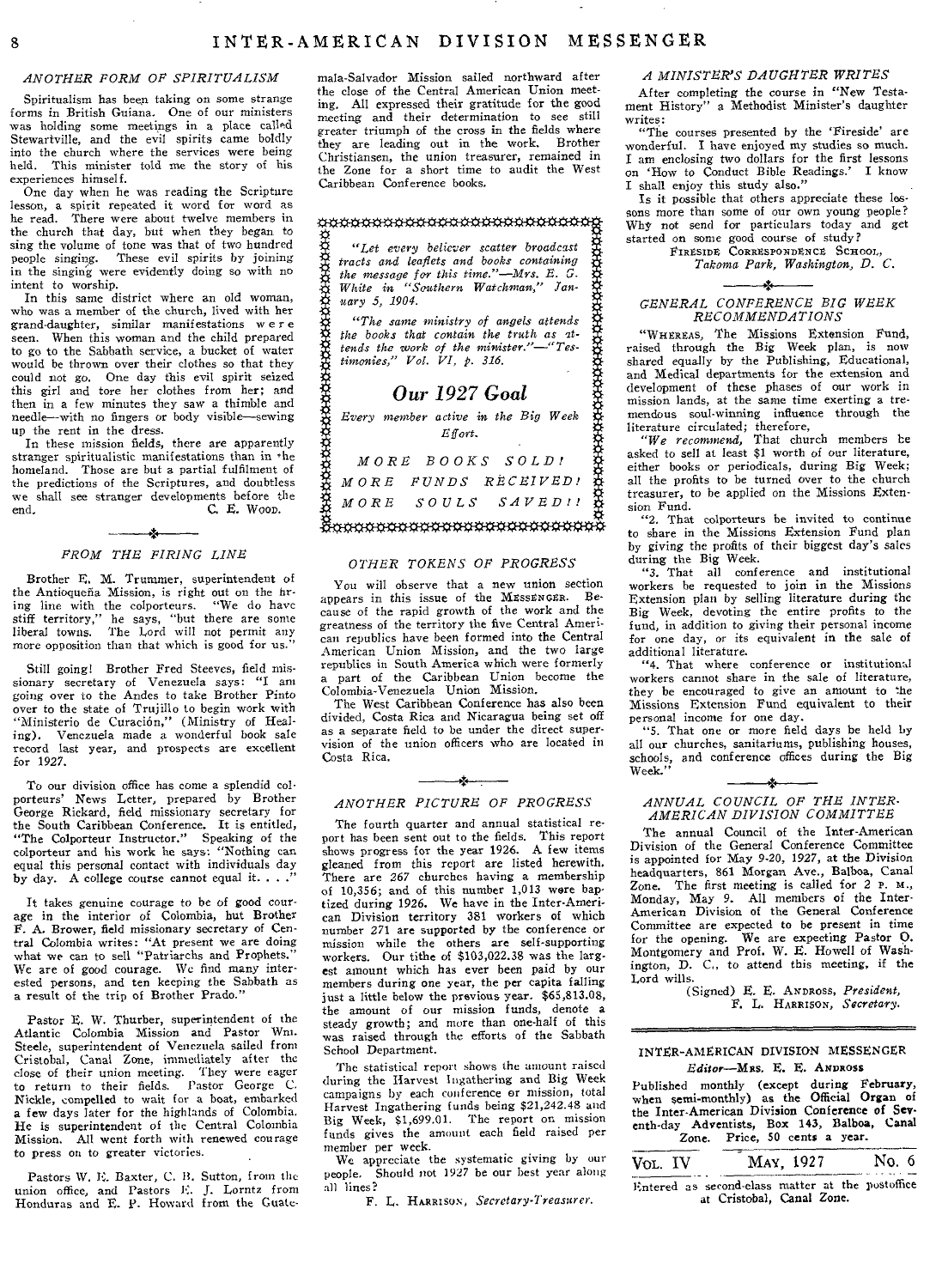## ANOTHER FORM OF SPIRITUALISM

Spiritualism has been taking on some strange forms in British Guiana. One of our ministers was holding some meetings in a place called Stewartville, and the evil spirits came boldly into the church where the services were being held. This minister told me the story of his experiences himself.

One day when he was reading the Scripture lesson, a spirit repeated it word for word as he read. There were about twelve members in the church that day, but when they began to sing the volume of tone was that of two hundred people singing. These evil spirits by joining in the singing were evidently doing so with no intent to worship.

In this same district where an old woman, who was a member of the church, lived with her grand-daughter, similar manifestations were seen. When this woman and the child prepared to go to the Sabbath service, a bucket of water would be thrown over their clothes so that they could not go. One day this evil spirit seized this girl and tore her clothes from her; and then in a few minutes they saw a thimble and needle—with no fingers or body visible—sewing up the rent in the dress.

In these mission fields, there are apparently stranger spiritualistic manifestations than in the homeland. Those are but a partial fulfilment of the predictions of the Scriptures, and doubtless we shall see stranger developments before the end.

C. E. Wood.

## FROM THE FIRING LINE

Brother E. M. Trummer, superintendent of the Antioqueña Mission, is right out on the firing line with the colporteurs. "We do have stiff territory," he says, "but there are some liberal towns. The Lord will not permit any more opposition than that which is good for us."

Still going! Brother Fred Steeves, field missionary secretary of Venezuela says: "I am going over to the Andes to take Brother Pinto over to the state of Trujillo to begin work with 'Ministerio de Curación,' (Ministry of Healing). Venezuela made a wonderful book sale record last year, and prospects are excellent for 1927.

To our division office has come a splendid colporteurs' News Letter, prepared by Brother George Rickard, field missionary secretary for the South Caribbean Conference. It is entitled, "The Colporteur Instructor." Speaking of the colporteur and his work he says: "Nothing can equal this personal contact with individuals day by day. A college course cannot equal it. . . ."

It takes genuine courage to be of good courage in the interior of Colombia, but Brother F. A. Brower, field missionary secretary of Central Colombia writes: "At present we are doing what we can to sell "Patriarchs and Prophets." We are of good courage. We find many interested persons, and ten keeping the Sabbath as a result of the trip of Brother Prado."

Pastor E. W. Thurber, superintendent of the Atlantic Colombia Mission and Pastor Wm. Steele, superintendent of Venezuela sailed from Cristobal, Canal Zone, immediately after the close of their union meeting. They were eager to return to their fields. Pastor George C. Nickle, compelled to wait for a boat, embarked a few days later for the highlands of Colombia. He is superintendent of the Central Colombia Mission. All went forth with renewed courage to press on to greater victories.

Pastors W. E. Baxter, C. B. Sutton, from the union office, and Pastors E. J. Lorntz from Honduras and E. P. Howard from the Guatemala-Salvador Mission sailed northward after the close of the Central American Union meeting. All expressed their gratitude for the good meeting and their determination to see still greater triumph of the cross in the fields where they are leading out in the work. Brother Christiansen, the union treasurer, remained in the Zone for a short time to audit the West Caribbean Conference books.

*"Let every believer scatter broadcast tracts and leaflets and books containing the message for this time."—Mrs. E. G. White in "Southern Watchman," January 5, 1904.*

*"The same ministry of angels attends the books that contain the truth as attends the work of the minister."—"Testimonies," Vol. VI, p. 316.*

### *Our 1927 Goal*

*Every member active in the Big Week Effort.*

*MORE BOOKS SOLD!*

*MORE FUNDS RECEIVED!*

*MORE SOULS SAVED!!*

## OTHER TOKENS OF PROGRESS

You will observe that a new union section appears in this issue of the MESSENGER. Because of the rapid growth of the work and the greatness of the territory the five Central American republics have been formed into the Central American Union Mission, and the two large republics in South America which were formerly a part of the Caribbean Union become the Colombia-Venezuela Union Mission.

The West Caribbean Conference has also been divided, Costa Rica and Nicaragua being set off as a separate field to be under the direct supervision of the union officers who are located in Costa Rica.

## ANOTHER PICTURE OF PROGRESS

The fourth quarter and annual statistical report has been sent out to the fields. This report shows progress for the year 1926. A few items gleaned from this report are listed herewith. There are 267 churches having a membership of 10,356; and of this number 1,013 were baptized during 1926. We have in the Inter-American Division territory 381 workers of which number 271 are supported by the conference or mission while the others are self-supporting workers. Our tithe of $103,022.38 was the largest amount which has ever been paid by our members during one year, the per capita falling just a little below the previous year. $65,813.08, the amount of our mission funds, denote a steady growth; and more than one-half of this was raised through the efforts of the Sabbath School Department.

The statistical report shows the amount raised during the Harvest Ingathering and Big Week campaigns by each conference or mission, total Harvest Ingathering funds being $21,242.48 and Big Week, $1,699.01. The report on mission funds gives the amount each field raised per member per week.

We appreciate the systematic giving by our people. Should not 1927 be our best year along all lines?

F. L. Harrison, *Secretary-Treasurer.*

## *A MINISTER'S DAUGHTER WRITES*

After completing the course in "New Testament History" a Methodist Minister's daughter writes:

"The courses presented by the 'Fireside' are wonderful. I have enjoyed my studies so much. I am enclosing two dollars for the first lessons on 'How to Conduct Bible Readings.' I know I shall enjoy this study also."

Is it possible that others appreciate these lessons more than some of our own young people? Why not send for particulars today and get started on some good course of study?

Fireside Correspondence School,
*Takoma Park, Washington, D. C.*

## GENERAL CONFERENCE BIG WEEK RECOMMENDATIONS

"Whereas, The Missions Extension Fund, raised through the Big Week plan, is now shared equally by the Publishing, Educational, and Medical departments for the extension and development of these phases of our work in mission lands, at the same time exerting a tremendous soul-winning influence through the literature circulated; therefore,

*"We recommend,* That church members be asked to sell at least $1 worth of our literature, either books or periodicals, during Big Week; all the profits to be turned over to the church treasurer, to be applied on the Missions Extension Fund.

"2. That colporteurs be invited to continue to share in the Missions Extension Fund plan by giving the profits of their biggest day's sales during the Big Week.

"3. That all conference and institutional workers be requested to join in the Missions Extension plan by selling literature during the Big Week, devoting the entire profits to the fund, in addition to giving their personal income for one day, or its equivalent in the sale of additional literature.

"4. That where conference or institutional workers cannot share in the sale of literature, they be encouraged to give an amount to the Missions Extension Fund equivalent to their personal income for one day.

"5. That one or more field days be held by all our churches, sanitariums, publishing houses, schools, and conference offices during the Big Week."

## *ANNUAL COUNCIL OF THE INTER-AMERICAN DIVISION COMMITTEE*

The annual Council of the Inter-American Division of the General Conference Committee is appointed for May 9-20, 1927, at the Division headquarters, 861 Morgan Ave., Balboa, Canal Zone. The first meeting is called for 2 P. M., Monday, May 9. All members of the Inter-American Division of the General Conference Committee are expected to be present in time for the opening. We are expecting Pastor O. Montgomery and Prof. W. E. Howell of Washington, D. C., to attend this meeting, if the Lord wills.

(Signed) E. E. Andross, *President,*
F. L. Harrison, *Secretary.*

---

**INTER-AMERICAN DIVISION MESSENGER**

*Editor—*Mrs. E. E. Andross

Published monthly (except during February, when semi-monthly) as the Official Organ of the Inter-American Division Conference of Seventh-day Adventists, Box 143, Balboa, Canal Zone. Price, 50 cents a year.

Vol. IV — May, 1927 — No. 6

Entered as second-class matter at the postoffice at Cristobal, Canal Zone.